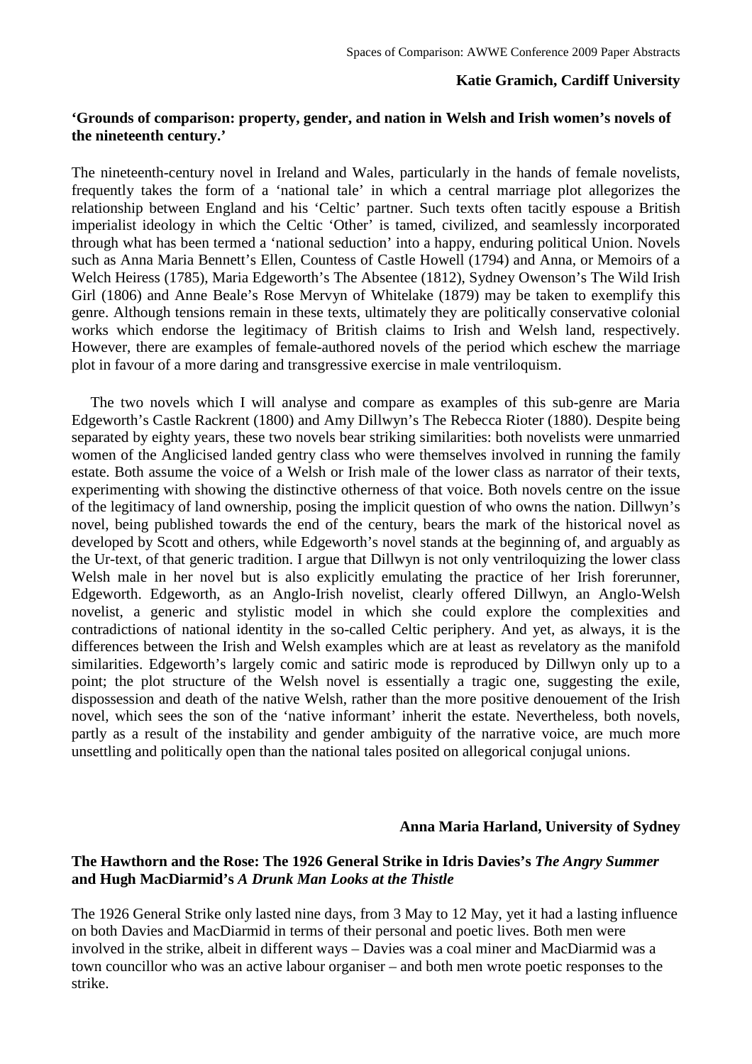**Katie Gramich, Cardiff University**

**'Grounds of comparison: property, gender, and nation in Welsh and Irish women's novels of the nineteenth century.'**

The nineteenth-century novel in Ireland and Wales, particularly in the hands of female novelists, frequently takes the form of a 'national tale' in which a central marriage plot allegorizes the relationship between England and his 'Celtic' partner. Such texts often tacitly espouse a British imperialist ideology in which the Celtic 'Other' is tamed, civilized, and seamlessly incorporated through what has been termed a 'national seduction' into a happy, enduring political Union. Novels such as Anna Maria Bennett's Ellen, Countess of Castle Howell (1794) and Anna, or Memoirs of a Welch Heiress (1785), Maria Edgeworth's The Absentee (1812), Sydney Owenson's The Wild Irish Girl (1806) and Anne Beale's Rose Mervyn of Whitelake (1879) may be taken to exemplify this genre. Although tensions remain in these texts, ultimately they are politically conservative colonial works which endorse the legitimacy of British claims to Irish and Welsh land, respectively. However, there are examples of female-authored novels of the period which eschew the marriage plot in favour of a more daring and transgressive exercise in male ventriloquism.

The two novels which I will analyse and compare as examples of this sub-genre are Maria Edgeworth's Castle Rackrent (1800) and Amy Dillwyn's The Rebecca Rioter (1880). Despite being separated by eighty years, these two novels bear striking similarities: both novelists were unmarried women of the Anglicised landed gentry class who were themselves involved in running the family estate. Both assume the voice of a Welsh or Irish male of the lower class as narrator of their texts, experimenting with showing the distinctive otherness of that voice. Both novels centre on the issue of the legitimacy of land ownership, posing the implicit question of who owns the nation. Dillwyn's novel, being published towards the end of the century, bears the mark of the historical novel as developed by Scott and others, while Edgeworth's novel stands at the beginning of, and arguably as the Ur-text, of that generic tradition. I argue that Dillwyn is not only ventriloquizing the lower class Welsh male in her novel but is also explicitly emulating the practice of her Irish forerunner, Edgeworth. Edgeworth, as an Anglo-Irish novelist, clearly offered Dillwyn, an Anglo-Welsh novelist, a generic and stylistic model in which she could explore the complexities and contradictions of national identity in the so-called Celtic periphery. And yet, as always, it is the differences between the Irish and Welsh examples which are at least as revelatory as the manifold similarities. Edgeworth's largely comic and satiric mode is reproduced by Dillwyn only up to a point; the plot structure of the Welsh novel is essentially a tragic one, suggesting the exile, dispossession and death of the native Welsh, rather than the more positive denouement of the Irish novel, which sees the son of the 'native informant' inherit the estate. Nevertheless, both novels, partly as a result of the instability and gender ambiguity of the narrative voice, are much more unsettling and politically open than the national tales posited on allegorical conjugal unions.

**Anna Maria Harland, University of Sydney**

**The Hawthorn and the Rose: The 1926 General Strike in Idris Davies's *The Angry Summer* and Hugh MacDiarmid's *A Drunk Man Looks at the Thistle***

The 1926 General Strike only lasted nine days, from 3 May to 12 May, yet it had a lasting influence on both Davies and MacDiarmid in terms of their personal and poetic lives. Both men were involved in the strike, albeit in different ways – Davies was a coal miner and MacDiarmid was a town councillor who was an active labour organiser – and both men wrote poetic responses to the strike.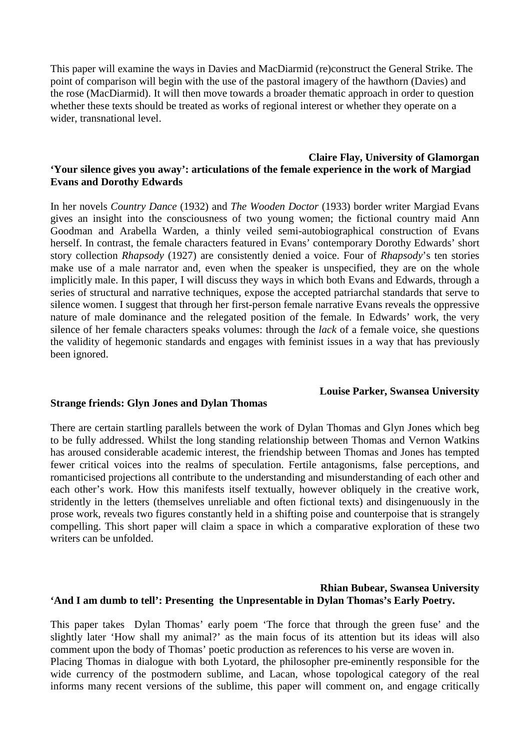This paper will examine the ways in Davies and MacDiarmid (re)construct the General Strike. The point of comparison will begin with the use of the pastoral imagery of the hawthorn (Davies) and the rose (MacDiarmid). It will then move towards a broader thematic approach in order to question whether these texts should be treated as works of regional interest or whether they operate on a wider, transnational level.

**Claire Flay, University of Glamorgan**

**'Your silence gives you away': articulations of the female experience in the work of Margiad Evans and Dorothy Edwards**

In her novels *Country Dance* (1932) and *The Wooden Doctor* (1933) border writer Margiad Evans gives an insight into the consciousness of two young women; the fictional country maid Ann Goodman and Arabella Warden, a thinly veiled semi-autobiographical construction of Evans herself. In contrast, the female characters featured in Evans' contemporary Dorothy Edwards' short story collection *Rhapsody* (1927) are consistently denied a voice. Four of *Rhapsody*'s ten stories make use of a male narrator and, even when the speaker is unspecified, they are on the whole implicitly male. In this paper, I will discuss they ways in which both Evans and Edwards, through a series of structural and narrative techniques, expose the accepted patriarchal standards that serve to silence women. I suggest that through her first-person female narrative Evans reveals the oppressive nature of male dominance and the relegated position of the female. In Edwards' work, the very silence of her female characters speaks volumes: through the *lack* of a female voice, she questions the validity of hegemonic standards and engages with feminist issues in a way that has previously been ignored.

**Louise Parker, Swansea University**

**Strange friends: Glyn Jones and Dylan Thomas**

There are certain startling parallels between the work of Dylan Thomas and Glyn Jones which beg to be fully addressed. Whilst the long standing relationship between Thomas and Vernon Watkins has aroused considerable academic interest, the friendship between Thomas and Jones has tempted fewer critical voices into the realms of speculation. Fertile antagonisms, false perceptions, and romanticised projections all contribute to the understanding and misunderstanding of each other and each other's work. How this manifests itself textually, however obliquely in the creative work, stridently in the letters (themselves unreliable and often fictional texts) and disingenuously in the prose work, reveals two figures constantly held in a shifting poise and counterpoise that is strangely compelling. This short paper will claim a space in which a comparative exploration of these two writers can be unfolded.

**Rhian Bubear, Swansea University**

**'And I am dumb to tell': Presenting the Unpresentable in Dylan Thomas's Early Poetry.**

This paper takes Dylan Thomas' early poem 'The force that through the green fuse' and the slightly later 'How shall my animal?' as the main focus of its attention but its ideas will also comment upon the body of Thomas' poetic production as references to his verse are woven in.
Placing Thomas in dialogue with both Lyotard, the philosopher pre-eminently responsible for the wide currency of the postmodern sublime, and Lacan, whose topological category of the real informs many recent versions of the sublime, this paper will comment on, and engage critically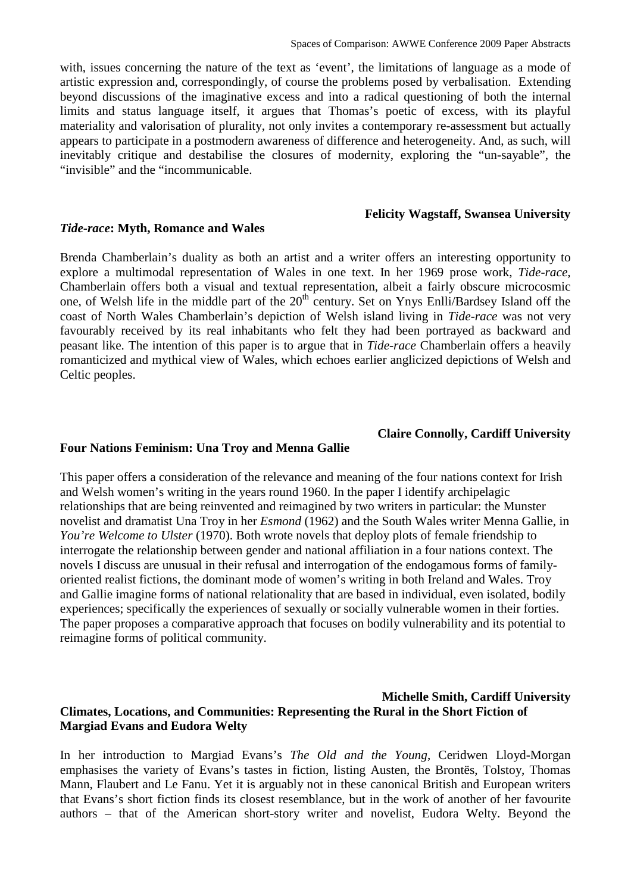with, issues concerning the nature of the text as 'event', the limitations of language as a mode of artistic expression and, correspondingly, of course the problems posed by verbalisation. Extending beyond discussions of the imaginative excess and into a radical questioning of both the internal limits and status language itself, it argues that Thomas's poetic of excess, with its playful materiality and valorisation of plurality, not only invites a contemporary re-assessment but actually appears to participate in a postmodern awareness of difference and heterogeneity. And, as such, will inevitably critique and destabilise the closures of modernity, exploring the "un-sayable", the "invisible" and the "incommunicable.

**Felicity Wagstaff, Swansea University**

### ***Tide-race*: Myth, Romance and Wales**

Brenda Chamberlain's duality as both an artist and a writer offers an interesting opportunity to explore a multimodal representation of Wales in one text. In her 1969 prose work, *Tide-race,* Chamberlain offers both a visual and textual representation, albeit a fairly obscure microcosmic one, of Welsh life in the middle part of the 20th century. Set on Ynys Enlli/Bardsey Island off the coast of North Wales Chamberlain's depiction of Welsh island living in *Tide-race* was not very favourably received by its real inhabitants who felt they had been portrayed as backward and peasant like. The intention of this paper is to argue that in *Tide-race* Chamberlain offers a heavily romanticized and mythical view of Wales, which echoes earlier anglicized depictions of Welsh and Celtic peoples.

**Claire Connolly, Cardiff University**

### **Four Nations Feminism: Una Troy and Menna Gallie**

This paper offers a consideration of the relevance and meaning of the four nations context for Irish and Welsh women's writing in the years round 1960. In the paper I identify archipelagic relationships that are being reinvented and reimagined by two writers in particular: the Munster novelist and dramatist Una Troy in her *Esmond* (1962) and the South Wales writer Menna Gallie, in *You're Welcome to Ulster* (1970). Both wrote novels that deploy plots of female friendship to interrogate the relationship between gender and national affiliation in a four nations context. The novels I discuss are unusual in their refusal and interrogation of the endogamous forms of family-oriented realist fictions, the dominant mode of women's writing in both Ireland and Wales. Troy and Gallie imagine forms of national relationality that are based in individual, even isolated, bodily experiences; specifically the experiences of sexually or socially vulnerable women in their forties. The paper proposes a comparative approach that focuses on bodily vulnerability and its potential to reimagine forms of political community.

**Michelle Smith, Cardiff University**

### **Climates, Locations, and Communities: Representing the Rural in the Short Fiction of Margiad Evans and Eudora Welty**

In her introduction to Margiad Evans's *The Old and the Young*, Ceridwen Lloyd-Morgan emphasises the variety of Evans's tastes in fiction, listing Austen, the Brontës, Tolstoy, Thomas Mann, Flaubert and Le Fanu. Yet it is arguably not in these canonical British and European writers that Evans's short fiction finds its closest resemblance, but in the work of another of her favourite authors – that of the American short-story writer and novelist, Eudora Welty. Beyond the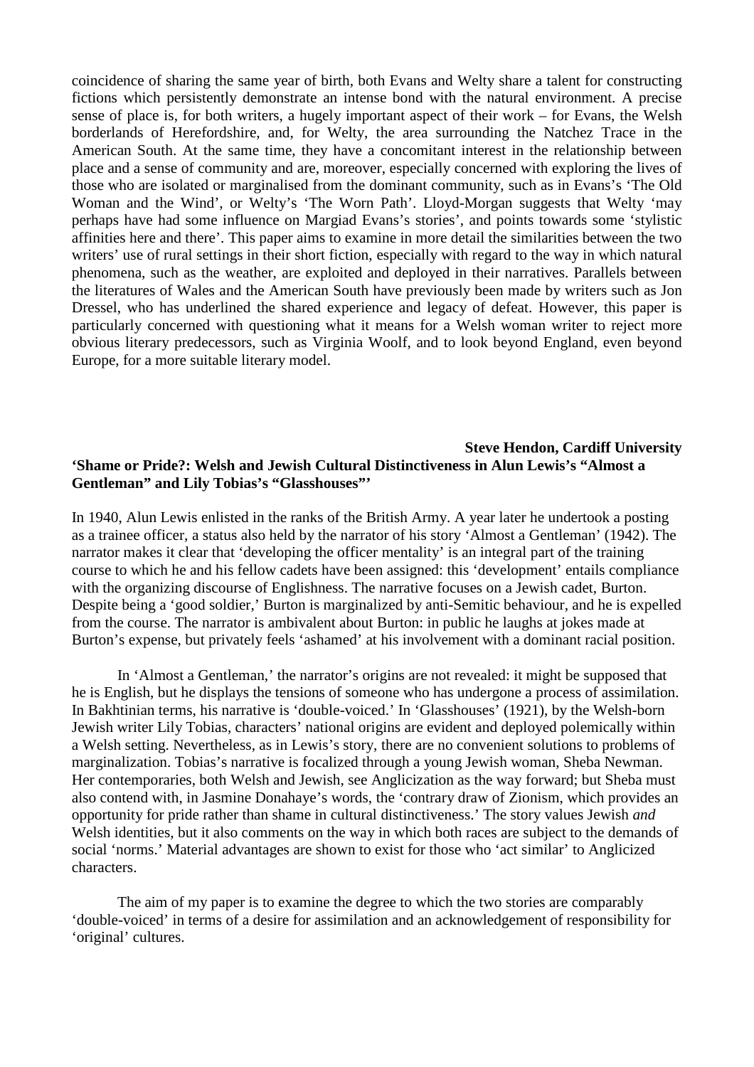coincidence of sharing the same year of birth, both Evans and Welty share a talent for constructing fictions which persistently demonstrate an intense bond with the natural environment. A precise sense of place is, for both writers, a hugely important aspect of their work – for Evans, the Welsh borderlands of Herefordshire, and, for Welty, the area surrounding the Natchez Trace in the American South. At the same time, they have a concomitant interest in the relationship between place and a sense of community and are, moreover, especially concerned with exploring the lives of those who are isolated or marginalised from the dominant community, such as in Evans's 'The Old Woman and the Wind', or Welty's 'The Worn Path'. Lloyd-Morgan suggests that Welty 'may perhaps have had some influence on Margiad Evans's stories', and points towards some 'stylistic affinities here and there'. This paper aims to examine in more detail the similarities between the two writers' use of rural settings in their short fiction, especially with regard to the way in which natural phenomena, such as the weather, are exploited and deployed in their narratives. Parallels between the literatures of Wales and the American South have previously been made by writers such as Jon Dressel, who has underlined the shared experience and legacy of defeat. However, this paper is particularly concerned with questioning what it means for a Welsh woman writer to reject more obvious literary predecessors, such as Virginia Woolf, and to look beyond England, even beyond Europe, for a more suitable literary model.

**Steve Hendon, Cardiff University**

**'Shame or Pride?: Welsh and Jewish Cultural Distinctiveness in Alun Lewis's "Almost a Gentleman" and Lily Tobias's "Glasshouses"'**

In 1940, Alun Lewis enlisted in the ranks of the British Army. A year later he undertook a posting as a trainee officer, a status also held by the narrator of his story 'Almost a Gentleman' (1942). The narrator makes it clear that 'developing the officer mentality' is an integral part of the training course to which he and his fellow cadets have been assigned: this 'development' entails compliance with the organizing discourse of Englishness. The narrative focuses on a Jewish cadet, Burton. Despite being a 'good soldier,' Burton is marginalized by anti-Semitic behaviour, and he is expelled from the course. The narrator is ambivalent about Burton: in public he laughs at jokes made at Burton's expense, but privately feels 'ashamed' at his involvement with a dominant racial position.

In 'Almost a Gentleman,' the narrator's origins are not revealed: it might be supposed that he is English, but he displays the tensions of someone who has undergone a process of assimilation. In Bakhtinian terms, his narrative is 'double-voiced.' In 'Glasshouses' (1921), by the Welsh-born Jewish writer Lily Tobias, characters' national origins are evident and deployed polemically within a Welsh setting. Nevertheless, as in Lewis's story, there are no convenient solutions to problems of marginalization. Tobias's narrative is focalized through a young Jewish woman, Sheba Newman. Her contemporaries, both Welsh and Jewish, see Anglicization as the way forward; but Sheba must also contend with, in Jasmine Donahaye's words, the 'contrary draw of Zionism, which provides an opportunity for pride rather than shame in cultural distinctiveness.' The story values Jewish *and* Welsh identities, but it also comments on the way in which both races are subject to the demands of social 'norms.' Material advantages are shown to exist for those who 'act similar' to Anglicized characters.

The aim of my paper is to examine the degree to which the two stories are comparably 'double-voiced' in terms of a desire for assimilation and an acknowledgement of responsibility for 'original' cultures.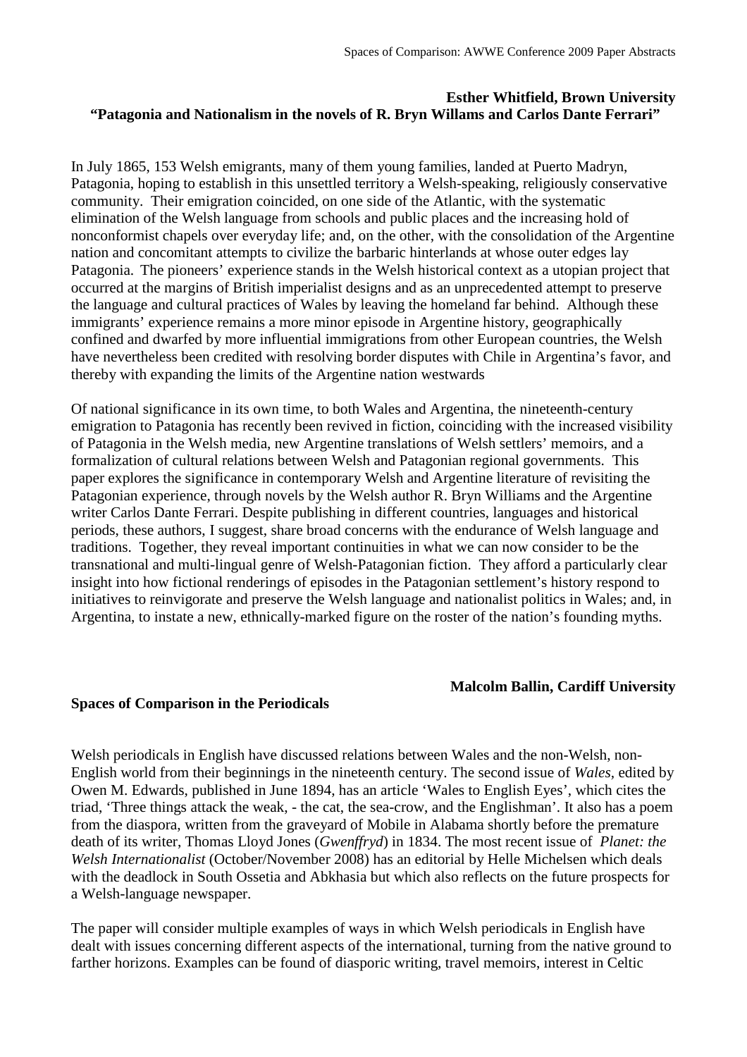**Esther Whitfield, Brown University**

**"Patagonia and Nationalism in the novels of R. Bryn Willams and Carlos Dante Ferrari"**

In July 1865, 153 Welsh emigrants, many of them young families, landed at Puerto Madryn, Patagonia, hoping to establish in this unsettled territory a Welsh-speaking, religiously conservative community. Their emigration coincided, on one side of the Atlantic, with the systematic elimination of the Welsh language from schools and public places and the increasing hold of nonconformist chapels over everyday life; and, on the other, with the consolidation of the Argentine nation and concomitant attempts to civilize the barbaric hinterlands at whose outer edges lay Patagonia. The pioneers' experience stands in the Welsh historical context as a utopian project that occurred at the margins of British imperialist designs and as an unprecedented attempt to preserve the language and cultural practices of Wales by leaving the homeland far behind. Although these immigrants' experience remains a more minor episode in Argentine history, geographically confined and dwarfed by more influential immigrations from other European countries, the Welsh have nevertheless been credited with resolving border disputes with Chile in Argentina's favor, and thereby with expanding the limits of the Argentine nation westwards

Of national significance in its own time, to both Wales and Argentina, the nineteenth-century emigration to Patagonia has recently been revived in fiction, coinciding with the increased visibility of Patagonia in the Welsh media, new Argentine translations of Welsh settlers' memoirs, and a formalization of cultural relations between Welsh and Patagonian regional governments. This paper explores the significance in contemporary Welsh and Argentine literature of revisiting the Patagonian experience, through novels by the Welsh author R. Bryn Williams and the Argentine writer Carlos Dante Ferrari. Despite publishing in different countries, languages and historical periods, these authors, I suggest, share broad concerns with the endurance of Welsh language and traditions. Together, they reveal important continuities in what we can now consider to be the transnational and multi-lingual genre of Welsh-Patagonian fiction. They afford a particularly clear insight into how fictional renderings of episodes in the Patagonian settlement's history respond to initiatives to reinvigorate and preserve the Welsh language and nationalist politics in Wales; and, in Argentina, to instate a new, ethnically-marked figure on the roster of the nation's founding myths.

**Malcolm Ballin, Cardiff University**

**Spaces of Comparison in the Periodicals**

Welsh periodicals in English have discussed relations between Wales and the non-Welsh, non-English world from their beginnings in the nineteenth century. The second issue of *Wales*, edited by Owen M. Edwards, published in June 1894, has an article 'Wales to English Eyes', which cites the triad, 'Three things attack the weak, - the cat, the sea-crow, and the Englishman'. It also has a poem from the diaspora, written from the graveyard of Mobile in Alabama shortly before the premature death of its writer, Thomas Lloyd Jones (*Gwenffryd*) in 1834. The most recent issue of *Planet: the Welsh Internationalist* (October/November 2008) has an editorial by Helle Michelsen which deals with the deadlock in South Ossetia and Abkhasia but which also reflects on the future prospects for a Welsh-language newspaper.

The paper will consider multiple examples of ways in which Welsh periodicals in English have dealt with issues concerning different aspects of the international, turning from the native ground to farther horizons. Examples can be found of diasporic writing, travel memoirs, interest in Celtic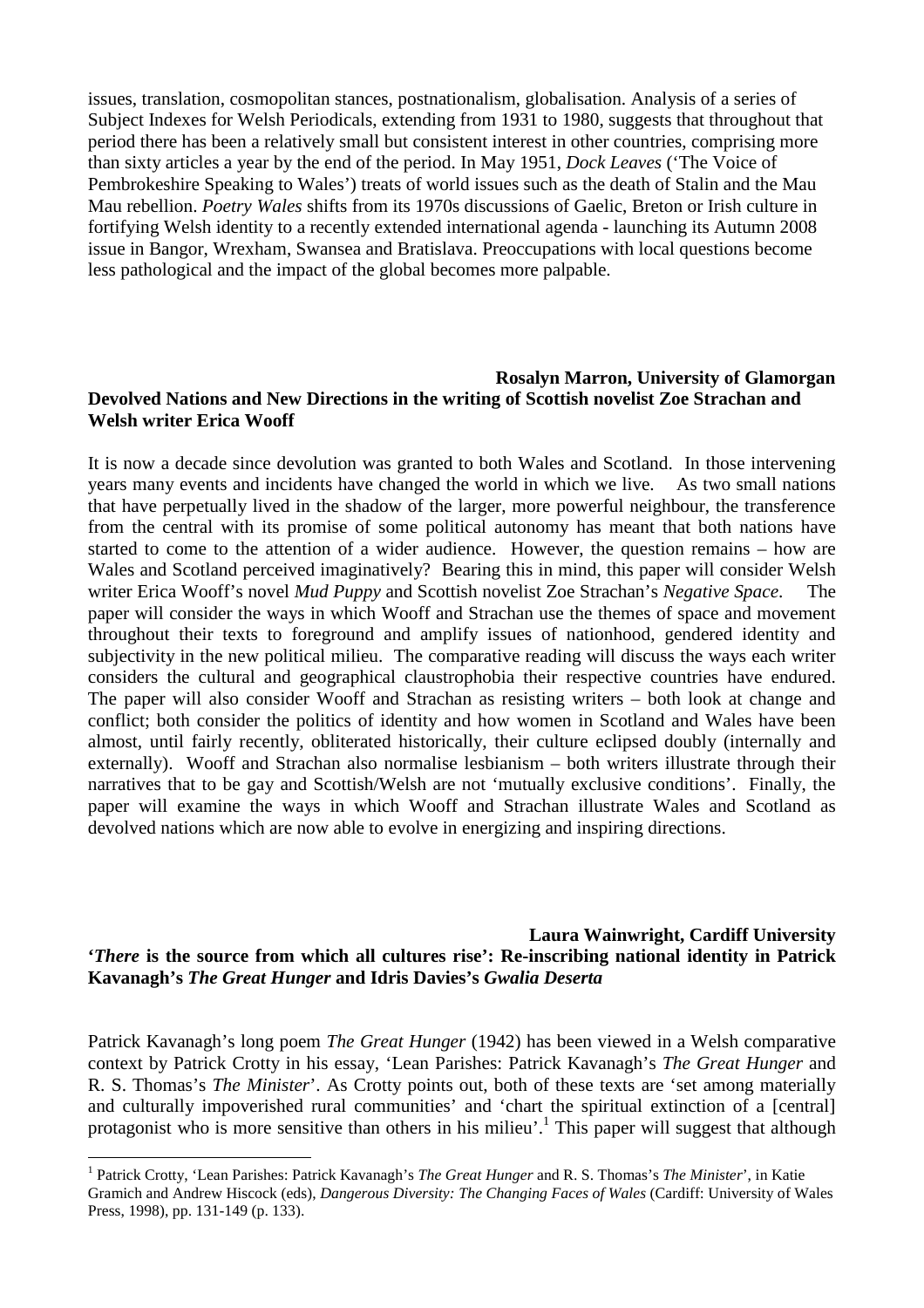issues, translation, cosmopolitan stances, postnationalism, globalisation. Analysis of a series of Subject Indexes for Welsh Periodicals, extending from 1931 to 1980, suggests that throughout that period there has been a relatively small but consistent interest in other countries, comprising more than sixty articles a year by the end of the period. In May 1951, *Dock Leaves* ('The Voice of Pembrokeshire Speaking to Wales') treats of world issues such as the death of Stalin and the Mau Mau rebellion. *Poetry Wales* shifts from its 1970s discussions of Gaelic, Breton or Irish culture in fortifying Welsh identity to a recently extended international agenda - launching its Autumn 2008 issue in Bangor, Wrexham, Swansea and Bratislava. Preoccupations with local questions become less pathological and the impact of the global becomes more palpable.

**Rosalyn Marron, University of Glamorgan**

**Devolved Nations and New Directions in the writing of Scottish novelist Zoe Strachan and Welsh writer Erica Wooff**

It is now a decade since devolution was granted to both Wales and Scotland. In those intervening years many events and incidents have changed the world in which we live. As two small nations that have perpetually lived in the shadow of the larger, more powerful neighbour, the transference from the central with its promise of some political autonomy has meant that both nations have started to come to the attention of a wider audience. However, the question remains – how are Wales and Scotland perceived imaginatively? Bearing this in mind, this paper will consider Welsh writer Erica Wooff's novel *Mud Puppy* and Scottish novelist Zoe Strachan's *Negative Space*. The paper will consider the ways in which Wooff and Strachan use the themes of space and movement throughout their texts to foreground and amplify issues of nationhood, gendered identity and subjectivity in the new political milieu. The comparative reading will discuss the ways each writer considers the cultural and geographical claustrophobia their respective countries have endured. The paper will also consider Wooff and Strachan as resisting writers – both look at change and conflict; both consider the politics of identity and how women in Scotland and Wales have been almost, until fairly recently, obliterated historically, their culture eclipsed doubly (internally and externally). Wooff and Strachan also normalise lesbianism – both writers illustrate through their narratives that to be gay and Scottish/Welsh are not 'mutually exclusive conditions'. Finally, the paper will examine the ways in which Wooff and Strachan illustrate Wales and Scotland as devolved nations which are now able to evolve in energizing and inspiring directions.

**Laura Wainwright, Cardiff University**

**'*There* is the source from which all cultures rise': Re-inscribing national identity in Patrick Kavanagh's *The Great Hunger* and Idris Davies's *Gwalia Deserta***

Patrick Kavanagh's long poem *The Great Hunger* (1942) has been viewed in a Welsh comparative context by Patrick Crotty in his essay, 'Lean Parishes: Patrick Kavanagh's *The Great Hunger* and R. S. Thomas's *The Minister*'. As Crotty points out, both of these texts are 'set among materially and culturally impoverished rural communities' and 'chart the spiritual extinction of a [central] protagonist who is more sensitive than others in his milieu'.[1] This paper will suggest that although

[1] Patrick Crotty, 'Lean Parishes: Patrick Kavanagh's *The Great Hunger* and R. S. Thomas's *The Minister*', in Katie Gramich and Andrew Hiscock (eds), *Dangerous Diversity: The Changing Faces of Wales* (Cardiff: University of Wales Press, 1998), pp. 131-149 (p. 133).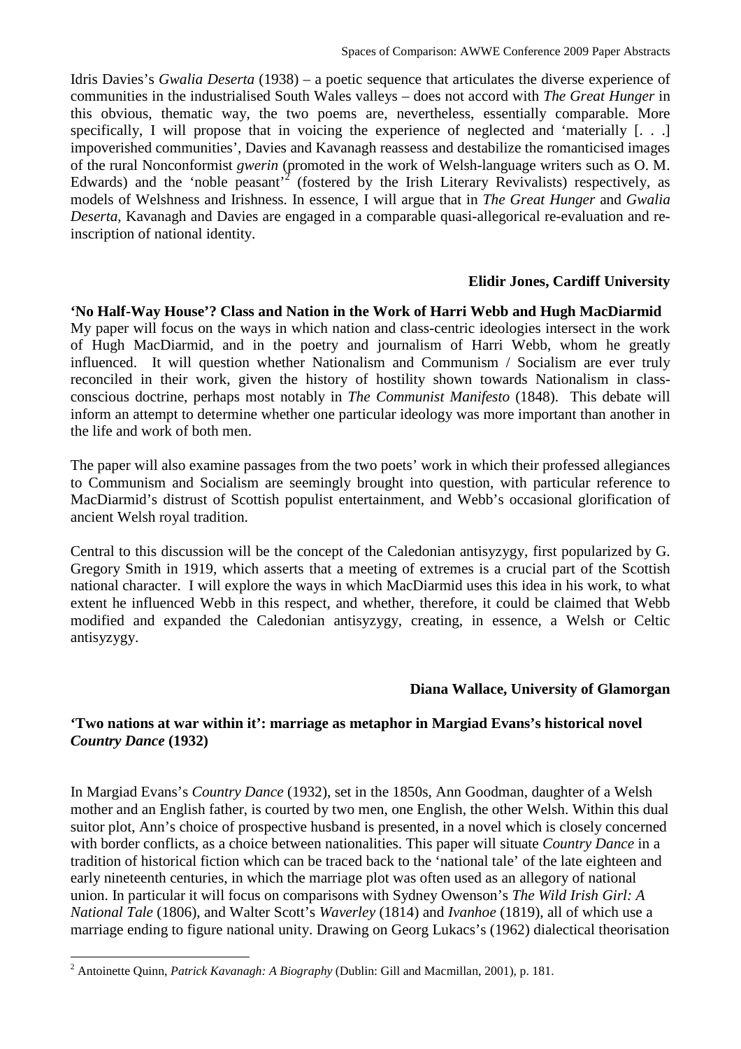Idris Davies's *Gwalia Deserta* (1938) – a poetic sequence that articulates the diverse experience of communities in the industrialised South Wales valleys – does not accord with *The Great Hunger* in this obvious, thematic way, the two poems are, nevertheless, essentially comparable. More specifically, I will propose that in voicing the experience of neglected and 'materially [. . .] impoverished communities', Davies and Kavanagh reassess and destabilize the romanticised images of the rural Nonconformist *gwerin* (promoted in the work of Welsh-language writers such as O. M. Edwards) and the 'noble peasant'[2] (fostered by the Irish Literary Revivalists) respectively, as models of Welshness and Irishness. In essence, I will argue that in *The Great Hunger* and *Gwalia Deserta*, Kavanagh and Davies are engaged in a comparable quasi-allegorical re-evaluation and re-inscription of national identity.

**Elidir Jones, Cardiff University**

**'No Half-Way House'? Class and Nation in the Work of Harri Webb and Hugh MacDiarmid**

My paper will focus on the ways in which nation and class-centric ideologies intersect in the work of Hugh MacDiarmid, and in the poetry and journalism of Harri Webb, whom he greatly influenced. It will question whether Nationalism and Communism / Socialism are ever truly reconciled in their work, given the history of hostility shown towards Nationalism in class-conscious doctrine, perhaps most notably in *The Communist Manifesto* (1848). This debate will inform an attempt to determine whether one particular ideology was more important than another in the life and work of both men.

The paper will also examine passages from the two poets' work in which their professed allegiances to Communism and Socialism are seemingly brought into question, with particular reference to MacDiarmid's distrust of Scottish populist entertainment, and Webb's occasional glorification of ancient Welsh royal tradition.

Central to this discussion will be the concept of the Caledonian antisyzygy, first popularized by G. Gregory Smith in 1919, which asserts that a meeting of extremes is a crucial part of the Scottish national character. I will explore the ways in which MacDiarmid uses this idea in his work, to what extent he influenced Webb in this respect, and whether, therefore, it could be claimed that Webb modified and expanded the Caledonian antisyzygy, creating, in essence, a Welsh or Celtic antisyzygy.

**Diana Wallace, University of Glamorgan**

**'Two nations at war within it': marriage as metaphor in Margiad Evans's historical novel *Country Dance* (1932)**

In Margiad Evans's *Country Dance* (1932), set in the 1850s, Ann Goodman, daughter of a Welsh mother and an English father, is courted by two men, one English, the other Welsh. Within this dual suitor plot, Ann's choice of prospective husband is presented, in a novel which is closely concerned with border conflicts, as a choice between nationalities. This paper will situate *Country Dance* in a tradition of historical fiction which can be traced back to the 'national tale' of the late eighteen and early nineteenth centuries, in which the marriage plot was often used as an allegory of national union. In particular it will focus on comparisons with Sydney Owenson's *The Wild Irish Girl: A National Tale* (1806), and Walter Scott's *Waverley* (1814) and *Ivanhoe* (1819), all of which use a marriage ending to figure national unity. Drawing on Georg Lukacs's (1962) dialectical theorisation

---

[2] Antoinette Quinn, *Patrick Kavanagh: A Biography* (Dublin: Gill and Macmillan, 2001), p. 181.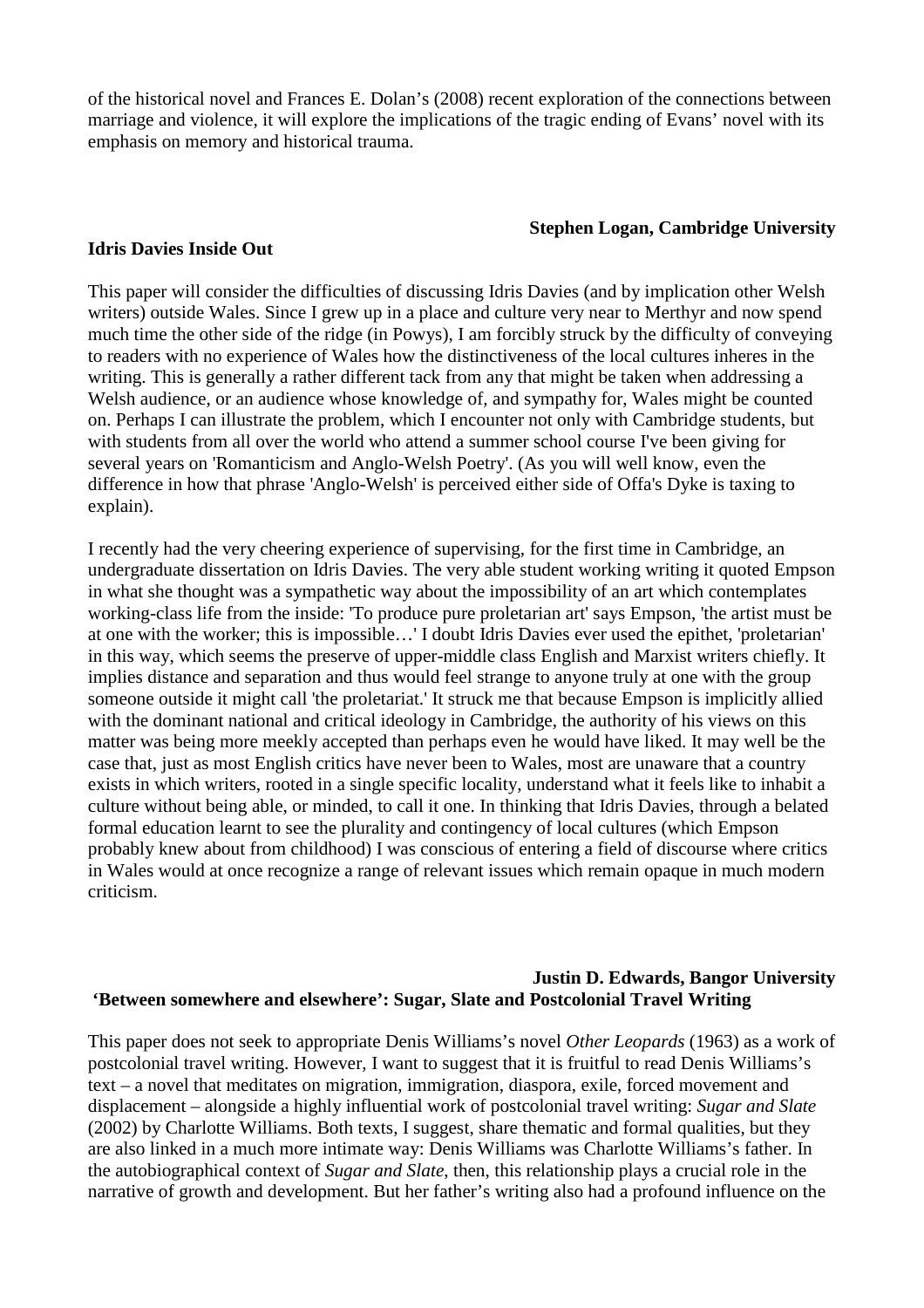of the historical novel and Frances E. Dolan's (2008) recent exploration of the connections between marriage and violence, it will explore the implications of the tragic ending of Evans' novel with its emphasis on memory and historical trauma.

**Stephen Logan, Cambridge University**

**Idris Davies Inside Out**

This paper will consider the difficulties of discussing Idris Davies (and by implication other Welsh writers) outside Wales. Since I grew up in a place and culture very near to Merthyr and now spend much time the other side of the ridge (in Powys), I am forcibly struck by the difficulty of conveying to readers with no experience of Wales how the distinctiveness of the local cultures inheres in the writing. This is generally a rather different tack from any that might be taken when addressing a Welsh audience, or an audience whose knowledge of, and sympathy for, Wales might be counted on. Perhaps I can illustrate the problem, which I encounter not only with Cambridge students, but with students from all over the world who attend a summer school course I've been giving for several years on 'Romanticism and Anglo-Welsh Poetry'. (As you will well know, even the difference in how that phrase 'Anglo-Welsh' is perceived either side of Offa's Dyke is taxing to explain).

I recently had the very cheering experience of supervising, for the first time in Cambridge, an undergraduate dissertation on Idris Davies. The very able student working writing it quoted Empson in what she thought was a sympathetic way about the impossibility of an art which contemplates working-class life from the inside: 'To produce pure proletarian art' says Empson, 'the artist must be at one with the worker; this is impossible…' I doubt Idris Davies ever used the epithet, 'proletarian' in this way, which seems the preserve of upper-middle class English and Marxist writers chiefly. It implies distance and separation and thus would feel strange to anyone truly at one with the group someone outside it might call 'the proletariat.' It struck me that because Empson is implicitly allied with the dominant national and critical ideology in Cambridge, the authority of his views on this matter was being more meekly accepted than perhaps even he would have liked. It may well be the case that, just as most English critics have never been to Wales, most are unaware that a country exists in which writers, rooted in a single specific locality, understand what it feels like to inhabit a culture without being able, or minded, to call it one. In thinking that Idris Davies, through a belated formal education learnt to see the plurality and contingency of local cultures (which Empson probably knew about from childhood) I was conscious of entering a field of discourse where critics in Wales would at once recognize a range of relevant issues which remain opaque in much modern criticism.

**Justin D. Edwards, Bangor University**

**'Between somewhere and elsewhere': Sugar, Slate and Postcolonial Travel Writing**

This paper does not seek to appropriate Denis Williams's novel *Other Leopards* (1963) as a work of postcolonial travel writing. However, I want to suggest that it is fruitful to read Denis Williams's text – a novel that meditates on migration, immigration, diaspora, exile, forced movement and displacement – alongside a highly influential work of postcolonial travel writing: *Sugar and Slate* (2002) by Charlotte Williams. Both texts, I suggest, share thematic and formal qualities, but they are also linked in a much more intimate way: Denis Williams was Charlotte Williams's father. In the autobiographical context of *Sugar and Slate*, then, this relationship plays a crucial role in the narrative of growth and development. But her father's writing also had a profound influence on the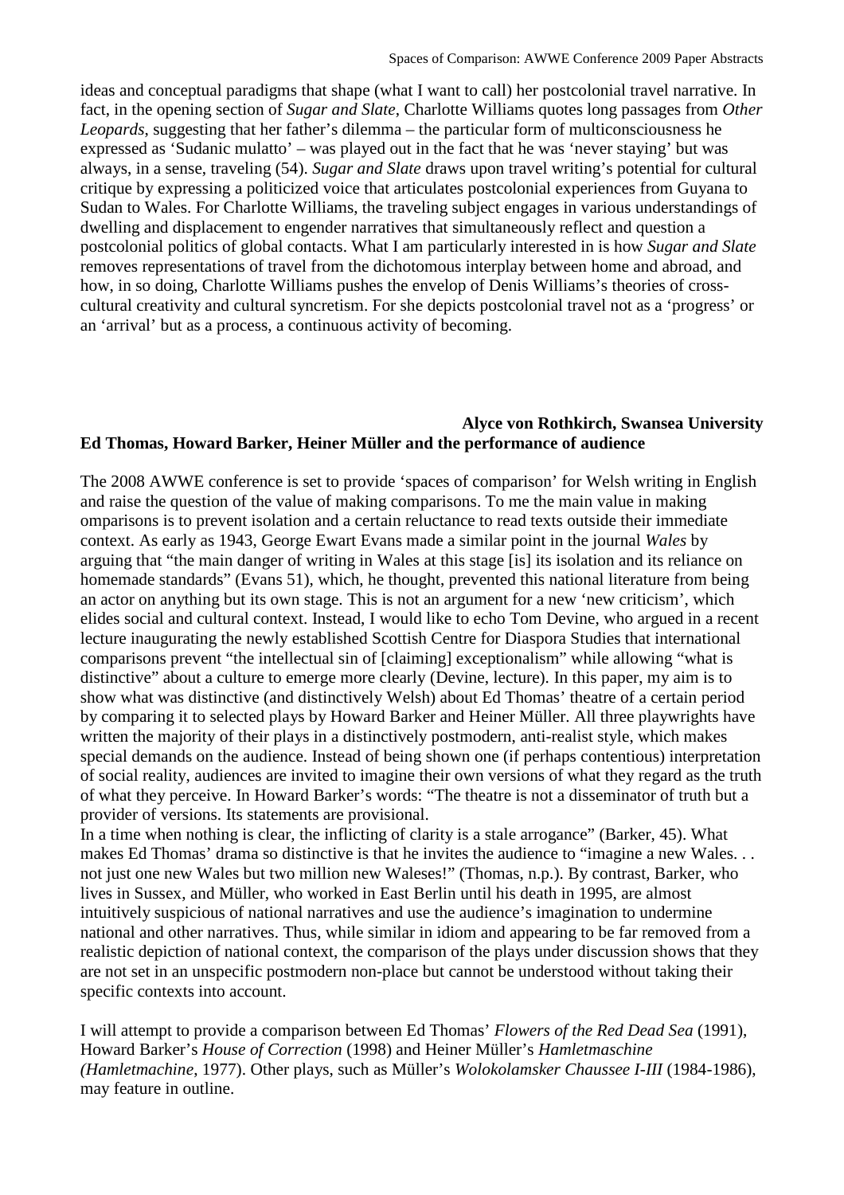ideas and conceptual paradigms that shape (what I want to call) her postcolonial travel narrative. In fact, in the opening section of *Sugar and Slate*, Charlotte Williams quotes long passages from *Other Leopards*, suggesting that her father's dilemma – the particular form of multiconsciousness he expressed as 'Sudanic mulatto' – was played out in the fact that he was 'never staying' but was always, in a sense, traveling (54). *Sugar and Slate* draws upon travel writing's potential for cultural critique by expressing a politicized voice that articulates postcolonial experiences from Guyana to Sudan to Wales. For Charlotte Williams, the traveling subject engages in various understandings of dwelling and displacement to engender narratives that simultaneously reflect and question a postcolonial politics of global contacts. What I am particularly interested in is how *Sugar and Slate* removes representations of travel from the dichotomous interplay between home and abroad, and how, in so doing, Charlotte Williams pushes the envelop of Denis Williams's theories of cross-cultural creativity and cultural syncretism. For she depicts postcolonial travel not as a 'progress' or an 'arrival' but as a process, a continuous activity of becoming.

**Alyce von Rothkirch, Swansea University**

**Ed Thomas, Howard Barker, Heiner Müller and the performance of audience**

The 2008 AWWE conference is set to provide 'spaces of comparison' for Welsh writing in English and raise the question of the value of making comparisons. To me the main value in making omparisons is to prevent isolation and a certain reluctance to read texts outside their immediate context. As early as 1943, George Ewart Evans made a similar point in the journal *Wales* by arguing that "the main danger of writing in Wales at this stage [is] its isolation and its reliance on homemade standards" (Evans 51), which, he thought, prevented this national literature from being an actor on anything but its own stage. This is not an argument for a new 'new criticism', which elides social and cultural context. Instead, I would like to echo Tom Devine, who argued in a recent lecture inaugurating the newly established Scottish Centre for Diaspora Studies that international comparisons prevent "the intellectual sin of [claiming] exceptionalism" while allowing "what is distinctive" about a culture to emerge more clearly (Devine, lecture). In this paper, my aim is to show what was distinctive (and distinctively Welsh) about Ed Thomas' theatre of a certain period by comparing it to selected plays by Howard Barker and Heiner Müller. All three playwrights have written the majority of their plays in a distinctively postmodern, anti-realist style, which makes special demands on the audience. Instead of being shown one (if perhaps contentious) interpretation of social reality, audiences are invited to imagine their own versions of what they regard as the truth of what they perceive. In Howard Barker's words: "The theatre is not a disseminator of truth but a provider of versions. Its statements are provisional.
In a time when nothing is clear, the inflicting of clarity is a stale arrogance" (Barker, 45). What makes Ed Thomas' drama so distinctive is that he invites the audience to "imagine a new Wales. . . not just one new Wales but two million new Waleses!" (Thomas, n.p.). By contrast, Barker, who lives in Sussex, and Müller, who worked in East Berlin until his death in 1995, are almost intuitively suspicious of national narratives and use the audience's imagination to undermine national and other narratives. Thus, while similar in idiom and appearing to be far removed from a realistic depiction of national context, the comparison of the plays under discussion shows that they are not set in an unspecific postmodern non-place but cannot be understood without taking their specific contexts into account.

I will attempt to provide a comparison between Ed Thomas' *Flowers of the Red Dead Sea* (1991), Howard Barker's *House of Correction* (1998) and Heiner Müller's *Hamletmaschine (Hamletmachine,* 1977). Other plays, such as Müller's *Wolokolamsker Chaussee I-III* (1984-1986), may feature in outline.